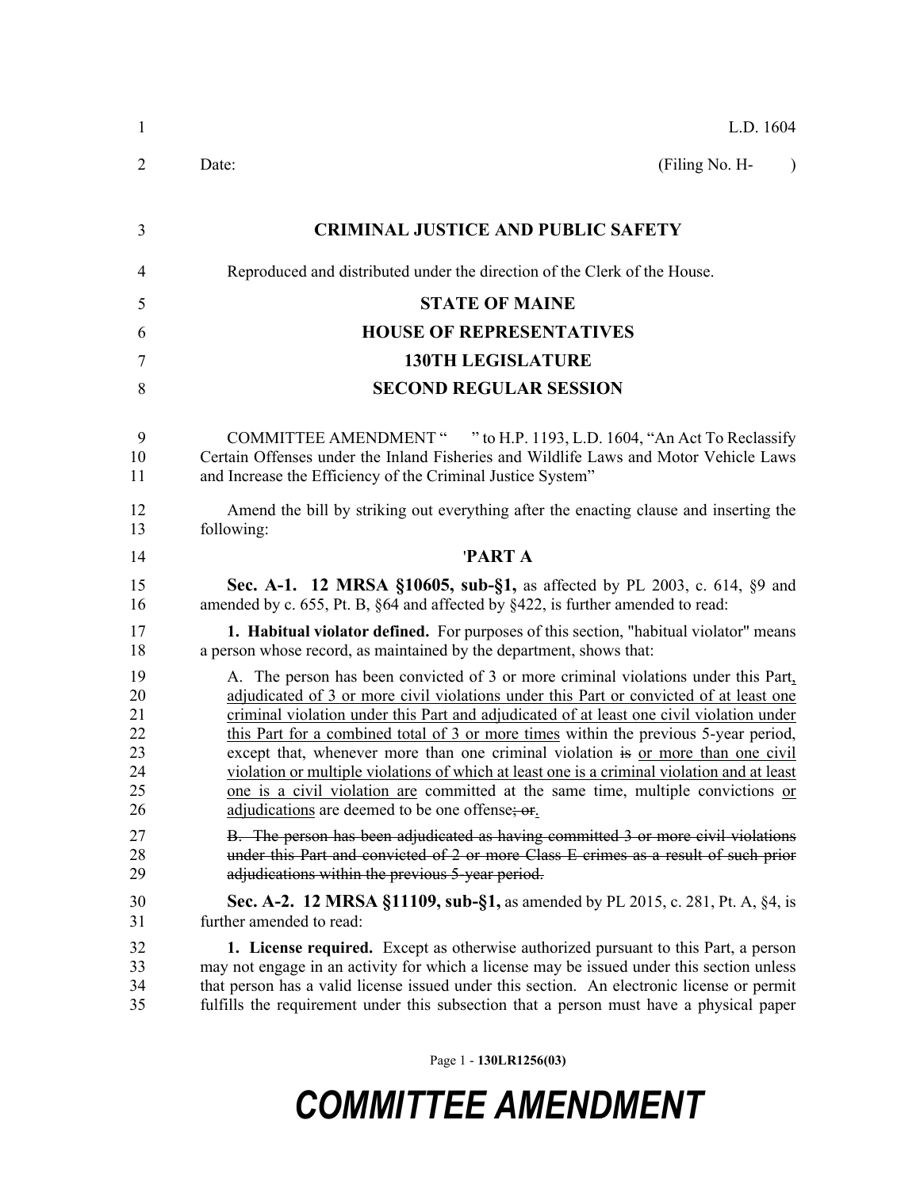L.D. 1604

Date: (Filing No. H- )

**CRIMINAL JUSTICE AND PUBLIC SAFETY**

Reproduced and distributed under the direction of the Clerk of the House.

**STATE OF MAINE**

**HOUSE OF REPRESENTATIVES**

**130TH LEGISLATURE**

**SECOND REGULAR SESSION**

COMMITTEE AMENDMENT " " to H.P. 1193, L.D. 1604, "An Act To Reclassify Certain Offenses under the Inland Fisheries and Wildlife Laws and Motor Vehicle Laws and Increase the Efficiency of the Criminal Justice System"

Amend the bill by striking out everything after the enacting clause and inserting the following:

**'PART A**

**Sec. A-1. 12 MRSA §10605, sub-§1,** as affected by PL 2003, c. 614, §9 and amended by c. 655, Pt. B, §64 and affected by §422, is further amended to read:

**1. Habitual violator defined.** For purposes of this section, "habitual violator" means a person whose record, as maintained by the department, shows that:

A. The person has been convicted of 3 or more criminal violations under this Part<u>, adjudicated of 3 or more civil violations under this Part or convicted of at least one criminal violation under this Part and adjudicated of at least one civil violation under this Part for a combined total of 3 or more times</u> within the previous 5-year period, except that, whenever more than one criminal violation ~~is~~ <u>or more than one civil violation or multiple violations of which at least one is a criminal violation and at least one is a civil violation are</u> committed at the same time, multiple convictions <u>or adjudications</u> are deemed to be one offense~~; or~~<u>.</u>

~~B. The person has been adjudicated as having committed 3 or more civil violations under this Part and convicted of 2 or more Class E crimes as a result of such prior adjudications within the previous 5-year period.~~

**Sec. A-2. 12 MRSA §11109, sub-§1,** as amended by PL 2015, c. 281, Pt. A, §4, is further amended to read:

**1. License required.** Except as otherwise authorized pursuant to this Part, a person may not engage in an activity for which a license may be issued under this section unless that person has a valid license issued under this section. An electronic license or permit fulfills the requirement under this subsection that a person must have a physical paper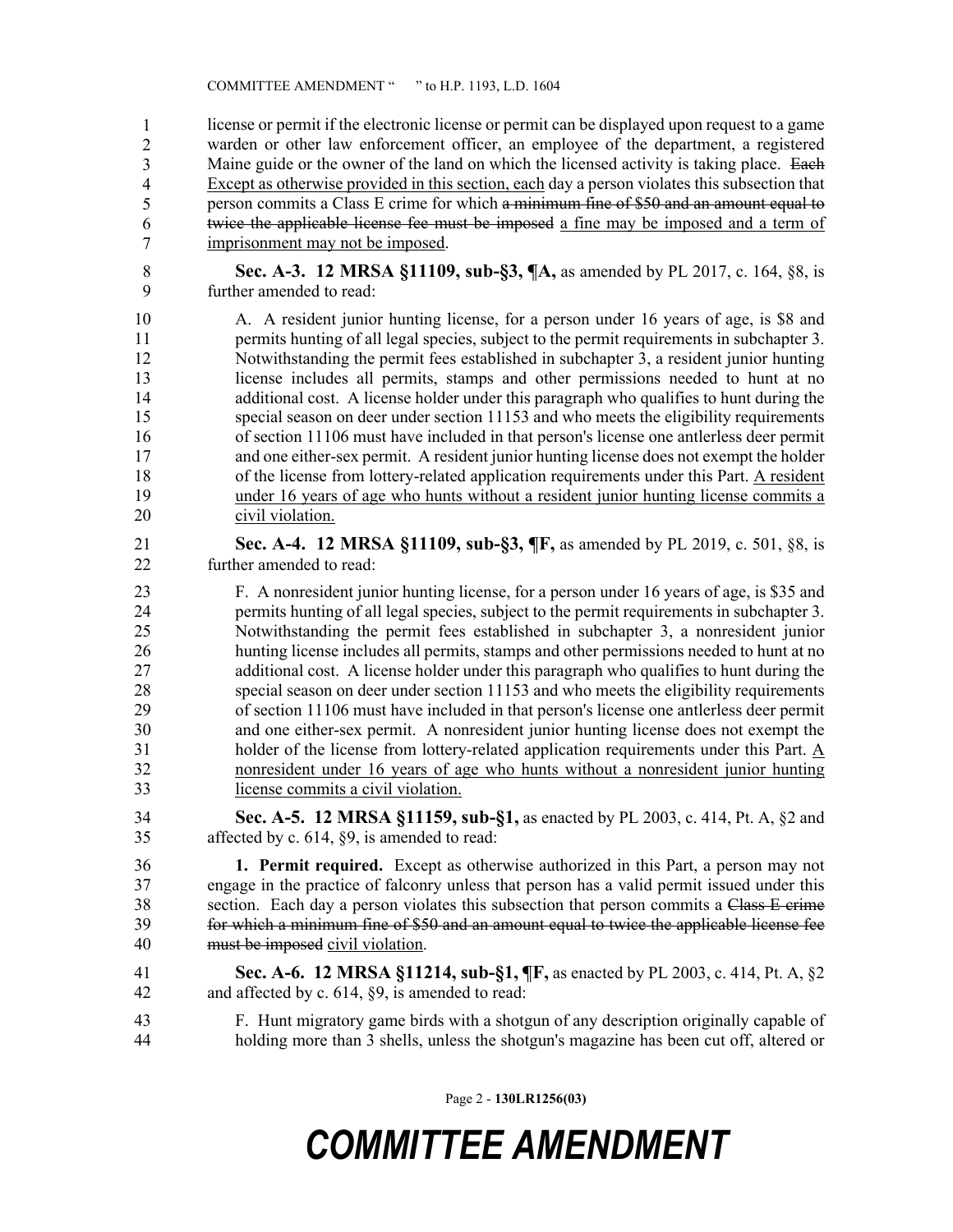license or permit if the electronic license or permit can be displayed upon request to a game warden or other law enforcement officer, an employee of the department, a registered Maine guide or the owner of the land on which the licensed activity is taking place. ~~Each~~ <u>Except as otherwise provided in this section, each</u> day a person violates this subsection that person commits a Class E crime for which ~~a minimum fine of \$50 and an amount equal to twice the applicable license fee must be imposed~~ <u>a fine may be imposed and a term of imprisonment may not be imposed</u>.

**Sec. A-3. 12 MRSA §11109, sub-§3, ¶A,** as amended by PL 2017, c. 164, §8, is further amended to read:

A. A resident junior hunting license, for a person under 16 years of age, is \$8 and permits hunting of all legal species, subject to the permit requirements in subchapter 3. Notwithstanding the permit fees established in subchapter 3, a resident junior hunting license includes all permits, stamps and other permissions needed to hunt at no additional cost. A license holder under this paragraph who qualifies to hunt during the special season on deer under section 11153 and who meets the eligibility requirements of section 11106 must have included in that person's license one antlerless deer permit and one either-sex permit. A resident junior hunting license does not exempt the holder of the license from lottery-related application requirements under this Part. <u>A resident under 16 years of age who hunts without a resident junior hunting license commits a civil violation.</u>

**Sec. A-4. 12 MRSA §11109, sub-§3, ¶F,** as amended by PL 2019, c. 501, §8, is further amended to read:

F. A nonresident junior hunting license, for a person under 16 years of age, is \$35 and permits hunting of all legal species, subject to the permit requirements in subchapter 3. Notwithstanding the permit fees established in subchapter 3, a nonresident junior hunting license includes all permits, stamps and other permissions needed to hunt at no additional cost. A license holder under this paragraph who qualifies to hunt during the special season on deer under section 11153 and who meets the eligibility requirements of section 11106 must have included in that person's license one antlerless deer permit and one either-sex permit. A nonresident junior hunting license does not exempt the holder of the license from lottery-related application requirements under this Part. <u>A nonresident under 16 years of age who hunts without a nonresident junior hunting license commits a civil violation.</u>

**Sec. A-5. 12 MRSA §11159, sub-§1,** as enacted by PL 2003, c. 414, Pt. A, §2 and affected by c. 614, §9, is amended to read:

**1. Permit required.** Except as otherwise authorized in this Part, a person may not engage in the practice of falconry unless that person has a valid permit issued under this section. Each day a person violates this subsection that person commits a ~~Class E crime for which a minimum fine of \$50 and an amount equal to twice the applicable license fee must be imposed~~ <u>civil violation</u>.

**Sec. A-6. 12 MRSA §11214, sub-§1, ¶F,** as enacted by PL 2003, c. 414, Pt. A, §2 and affected by c. 614, §9, is amended to read:

F. Hunt migratory game birds with a shotgun of any description originally capable of holding more than 3 shells, unless the shotgun's magazine has been cut off, altered or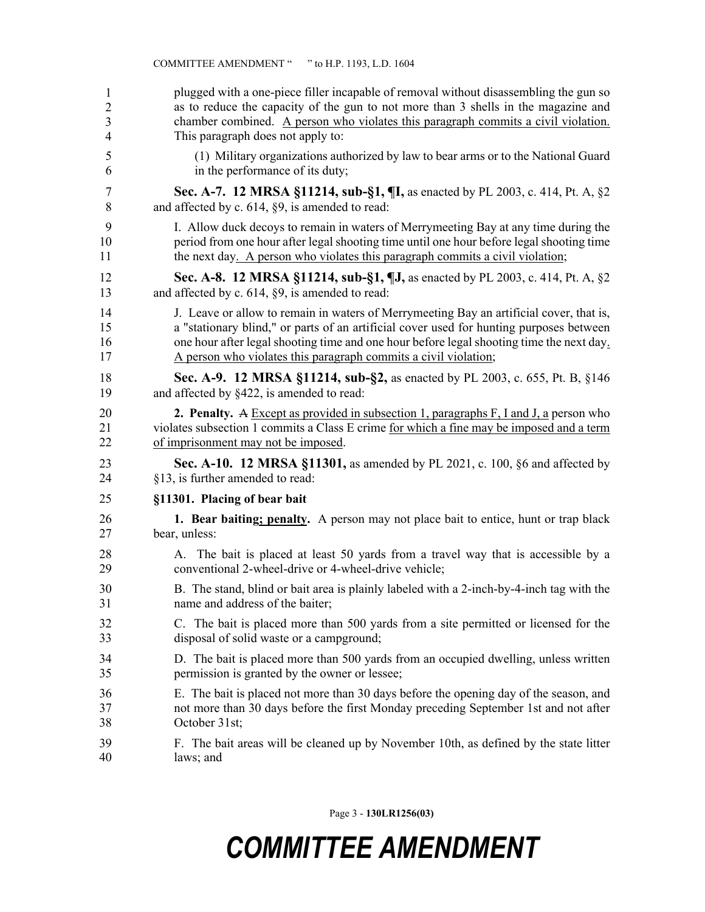plugged with a one-piece filler incapable of removal without disassembling the gun so as to reduce the capacity of the gun to not more than 3 shells in the magazine and chamber combined. A person who violates this paragraph commits a civil violation. This paragraph does not apply to:

(1) Military organizations authorized by law to bear arms or to the National Guard in the performance of its duty;

**Sec. A-7. 12 MRSA §11214, sub-§1, ¶I,** as enacted by PL 2003, c. 414, Pt. A, §2 and affected by c. 614, §9, is amended to read:

I. Allow duck decoys to remain in waters of Merrymeeting Bay at any time during the period from one hour after legal shooting time until one hour before legal shooting time the next day. A person who violates this paragraph commits a civil violation;

**Sec. A-8. 12 MRSA §11214, sub-§1, ¶J,** as enacted by PL 2003, c. 414, Pt. A, §2 and affected by c. 614, §9, is amended to read:

J. Leave or allow to remain in waters of Merrymeeting Bay an artificial cover, that is, a "stationary blind," or parts of an artificial cover used for hunting purposes between one hour after legal shooting time and one hour before legal shooting time the next day. A person who violates this paragraph commits a civil violation;

**Sec. A-9. 12 MRSA §11214, sub-§2,** as enacted by PL 2003, c. 655, Pt. B, §146 and affected by §422, is amended to read:

**2. Penalty.** ~~A~~ Except as provided in subsection 1, paragraphs F, I and J, a person who violates subsection 1 commits a Class E crime for which a fine may be imposed and a term of imprisonment may not be imposed.

**Sec. A-10. 12 MRSA §11301,** as amended by PL 2021, c. 100, §6 and affected by §13, is further amended to read:

**§11301. Placing of bear bait**

**1. Bear baiting; penalty.** A person may not place bait to entice, hunt or trap black bear, unless:

A. The bait is placed at least 50 yards from a travel way that is accessible by a conventional 2-wheel-drive or 4-wheel-drive vehicle;

B. The stand, blind or bait area is plainly labeled with a 2-inch-by-4-inch tag with the name and address of the baiter;

C. The bait is placed more than 500 yards from a site permitted or licensed for the disposal of solid waste or a campground;

D. The bait is placed more than 500 yards from an occupied dwelling, unless written permission is granted by the owner or lessee;

E. The bait is placed not more than 30 days before the opening day of the season, and not more than 30 days before the first Monday preceding September 1st and not after October 31st;

F. The bait areas will be cleaned up by November 10th, as defined by the state litter laws; and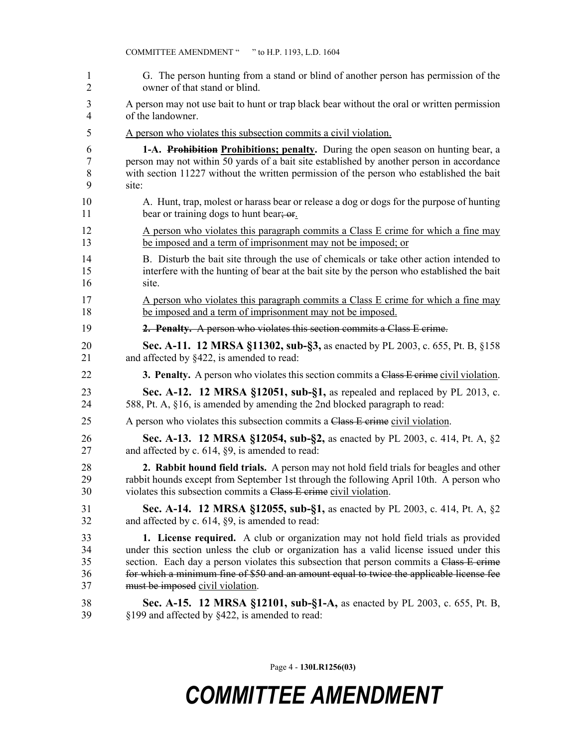G. The person hunting from a stand or blind of another person has permission of the owner of that stand or blind.

A person may not use bait to hunt or trap black bear without the oral or written permission of the landowner.

<u>A person who violates this subsection commits a civil violation.</u>

**1-A. ~~Prohibition~~ <u>Prohibitions; penalty</u>.** During the open season on hunting bear, a person may not within 50 yards of a bait site established by another person in accordance with section 11227 without the written permission of the person who established the bait site:

A. Hunt, trap, molest or harass bear or release a dog or dogs for the purpose of hunting bear or training dogs to hunt bear~~; or~~<u>.</u>

<u>A person who violates this paragraph commits a Class E crime for which a fine may be imposed and a term of imprisonment may not be imposed; or</u>

B. Disturb the bait site through the use of chemicals or take other action intended to interfere with the hunting of bear at the bait site by the person who established the bait site.

<u>A person who violates this paragraph commits a Class E crime for which a fine may be imposed and a term of imprisonment may not be imposed.</u>

~~**2. Penalty.** A person who violates this section commits a Class E crime.~~

**Sec. A-11. 12 MRSA §11302, sub-§3,** as enacted by PL 2003, c. 655, Pt. B, §158 and affected by §422, is amended to read:

**3. Penalty.** A person who violates this section commits a ~~Class E crime~~ <u>civil violation</u>.

**Sec. A-12. 12 MRSA §12051, sub-§1,** as repealed and replaced by PL 2013, c. 588, Pt. A, §16, is amended by amending the 2nd blocked paragraph to read:

A person who violates this subsection commits a ~~Class E crime~~ <u>civil violation</u>.

**Sec. A-13. 12 MRSA §12054, sub-§2,** as enacted by PL 2003, c. 414, Pt. A, §2 and affected by c. 614, §9, is amended to read:

**2. Rabbit hound field trials.** A person may not hold field trials for beagles and other rabbit hounds except from September 1st through the following April 10th. A person who violates this subsection commits a ~~Class E crime~~ <u>civil violation</u>.

**Sec. A-14. 12 MRSA §12055, sub-§1,** as enacted by PL 2003, c. 414, Pt. A, §2 and affected by c. 614, §9, is amended to read:

**1. License required.** A club or organization may not hold field trials as provided under this section unless the club or organization has a valid license issued under this section. Each day a person violates this subsection that person commits a ~~Class E crime for which a minimum fine of $50 and an amount equal to twice the applicable license fee must be imposed~~ <u>civil violation</u>.

**Sec. A-15. 12 MRSA §12101, sub-§1-A,** as enacted by PL 2003, c. 655, Pt. B, §199 and affected by §422, is amended to read: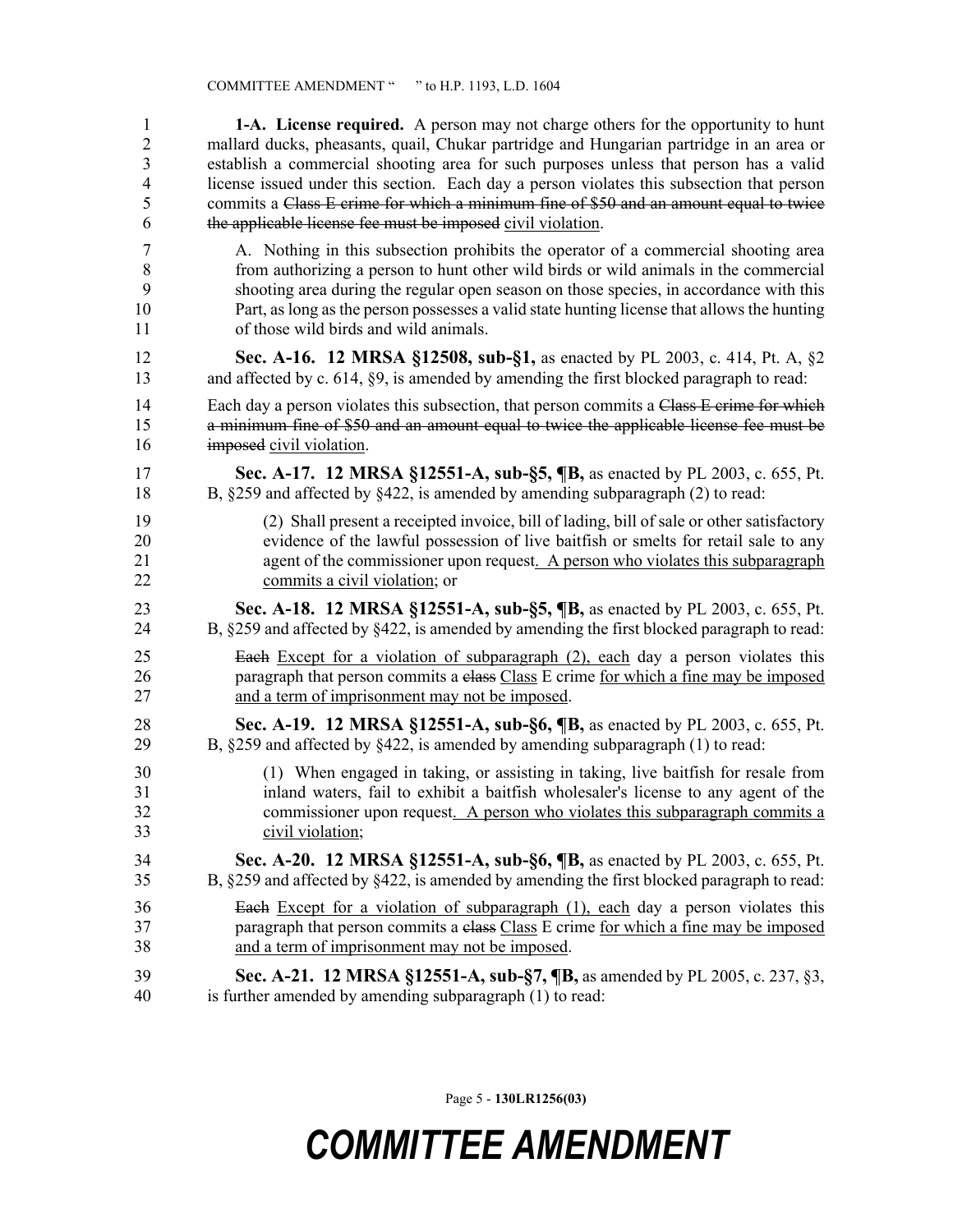**1-A. License required.** A person may not charge others for the opportunity to hunt mallard ducks, pheasants, quail, Chukar partridge and Hungarian partridge in an area or establish a commercial shooting area for such purposes unless that person has a valid license issued under this section. Each day a person violates this subsection that person commits a ~~Class E crime for which a minimum fine of $50 and an amount equal to twice the applicable license fee must be imposed~~ civil violation.

A. Nothing in this subsection prohibits the operator of a commercial shooting area from authorizing a person to hunt other wild birds or wild animals in the commercial shooting area during the regular open season on those species, in accordance with this Part, as long as the person possesses a valid state hunting license that allows the hunting of those wild birds and wild animals.

**Sec. A-16. 12 MRSA §12508, sub-§1,** as enacted by PL 2003, c. 414, Pt. A, §2 and affected by c. 614, §9, is amended by amending the first blocked paragraph to read:

Each day a person violates this subsection, that person commits a ~~Class E crime for which a minimum fine of $50 and an amount equal to twice the applicable license fee must be imposed~~ civil violation.

**Sec. A-17. 12 MRSA §12551-A, sub-§5, ¶B,** as enacted by PL 2003, c. 655, Pt. B, §259 and affected by §422, is amended by amending subparagraph (2) to read:

(2) Shall present a receipted invoice, bill of lading, bill of sale or other satisfactory evidence of the lawful possession of live baitfish or smelts for retail sale to any agent of the commissioner upon request. A person who violates this subparagraph commits a civil violation; or

**Sec. A-18. 12 MRSA §12551-A, sub-§5, ¶B,** as enacted by PL 2003, c. 655, Pt. B, §259 and affected by §422, is amended by amending the first blocked paragraph to read:

~~Each~~ Except for a violation of subparagraph (2), each day a person violates this paragraph that person commits a ~~class~~ Class E crime for which a fine may be imposed and a term of imprisonment may not be imposed.

**Sec. A-19. 12 MRSA §12551-A, sub-§6, ¶B,** as enacted by PL 2003, c. 655, Pt. B, §259 and affected by §422, is amended by amending subparagraph (1) to read:

(1) When engaged in taking, or assisting in taking, live baitfish for resale from inland waters, fail to exhibit a baitfish wholesaler's license to any agent of the commissioner upon request. A person who violates this subparagraph commits a civil violation;

**Sec. A-20. 12 MRSA §12551-A, sub-§6, ¶B,** as enacted by PL 2003, c. 655, Pt. B, §259 and affected by §422, is amended by amending the first blocked paragraph to read:

~~Each~~ Except for a violation of subparagraph (1), each day a person violates this paragraph that person commits a ~~class~~ Class E crime for which a fine may be imposed and a term of imprisonment may not be imposed.

**Sec. A-21. 12 MRSA §12551-A, sub-§7, ¶B,** as amended by PL 2005, c. 237, §3, is further amended by amending subparagraph (1) to read: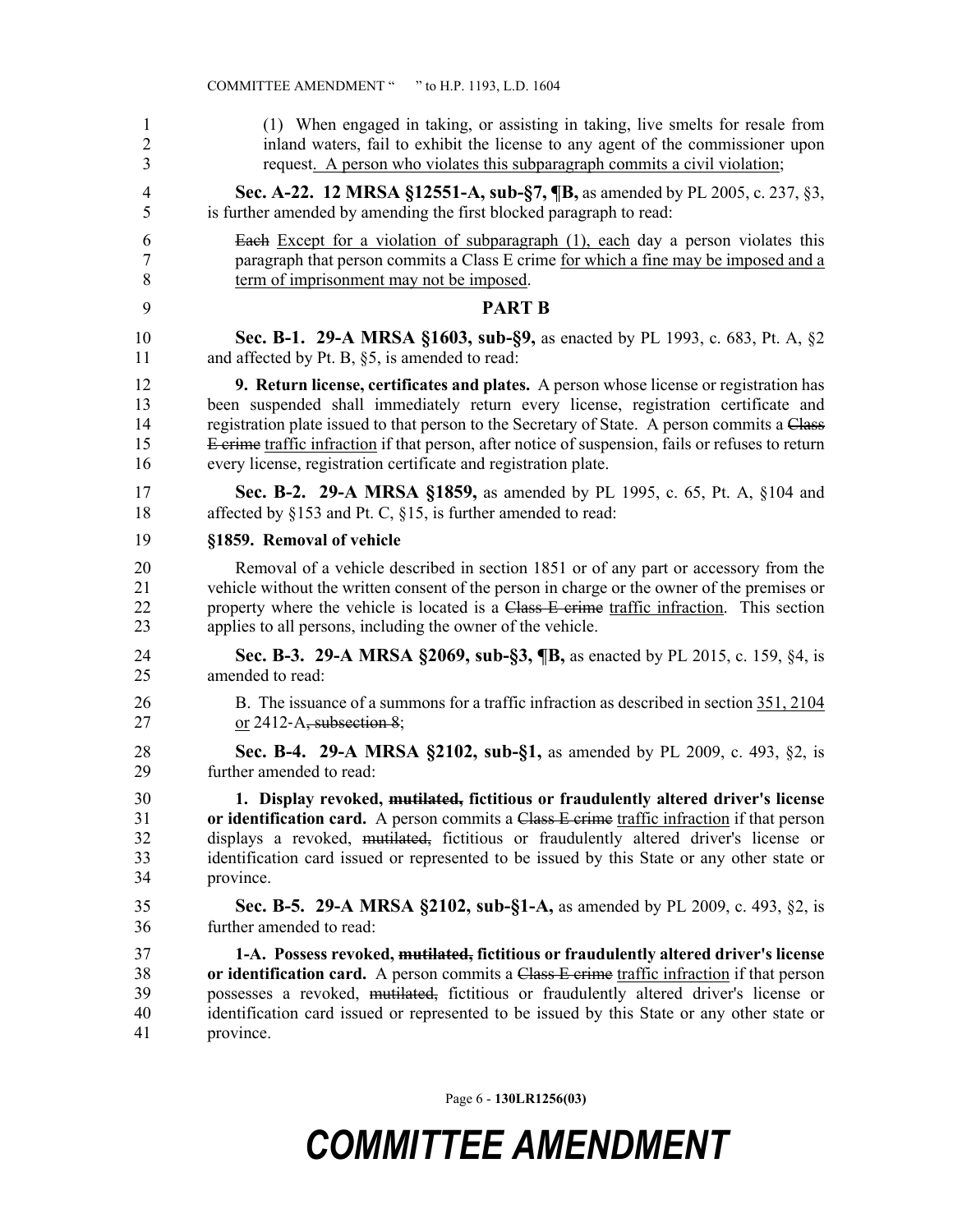(1) When engaged in taking, or assisting in taking, live smelts for resale from inland waters, fail to exhibit the license to any agent of the commissioner upon request. A person who violates this subparagraph commits a civil violation;

**Sec. A-22. 12 MRSA §12551-A, sub-§7, ¶B,** as amended by PL 2005, c. 237, §3, is further amended by amending the first blocked paragraph to read:

~~Each~~ Except for a violation of subparagraph (1), each day a person violates this paragraph that person commits a Class E crime for which a fine may be imposed and a term of imprisonment may not be imposed.

## PART B

**Sec. B-1. 29-A MRSA §1603, sub-§9,** as enacted by PL 1993, c. 683, Pt. A, §2 and affected by Pt. B, §5, is amended to read:

**9. Return license, certificates and plates.** A person whose license or registration has been suspended shall immediately return every license, registration certificate and registration plate issued to that person to the Secretary of State. A person commits a ~~Class E crime~~ traffic infraction if that person, after notice of suspension, fails or refuses to return every license, registration certificate and registration plate.

**Sec. B-2. 29-A MRSA §1859,** as amended by PL 1995, c. 65, Pt. A, §104 and affected by §153 and Pt. C, §15, is further amended to read:

**§1859. Removal of vehicle**

Removal of a vehicle described in section 1851 or of any part or accessory from the vehicle without the written consent of the person in charge or the owner of the premises or property where the vehicle is located is a ~~Class E crime~~ traffic infraction. This section applies to all persons, including the owner of the vehicle.

**Sec. B-3. 29-A MRSA §2069, sub-§3, ¶B,** as enacted by PL 2015, c. 159, §4, is amended to read:

B. The issuance of a summons for a traffic infraction as described in section 351, 2104 or 2412-A~~, subsection 8~~;

**Sec. B-4. 29-A MRSA §2102, sub-§1,** as amended by PL 2009, c. 493, §2, is further amended to read:

**1. Display revoked, ~~mutilated,~~ fictitious or fraudulently altered driver's license or identification card.** A person commits a ~~Class E crime~~ traffic infraction if that person displays a revoked, ~~mutilated,~~ fictitious or fraudulently altered driver's license or identification card issued or represented to be issued by this State or any other state or province.

**Sec. B-5. 29-A MRSA §2102, sub-§1-A,** as amended by PL 2009, c. 493, §2, is further amended to read:

**1-A. Possess revoked, ~~mutilated,~~ fictitious or fraudulently altered driver's license or identification card.** A person commits a ~~Class E crime~~ traffic infraction if that person possesses a revoked, ~~mutilated,~~ fictitious or fraudulently altered driver's license or identification card issued or represented to be issued by this State or any other state or province.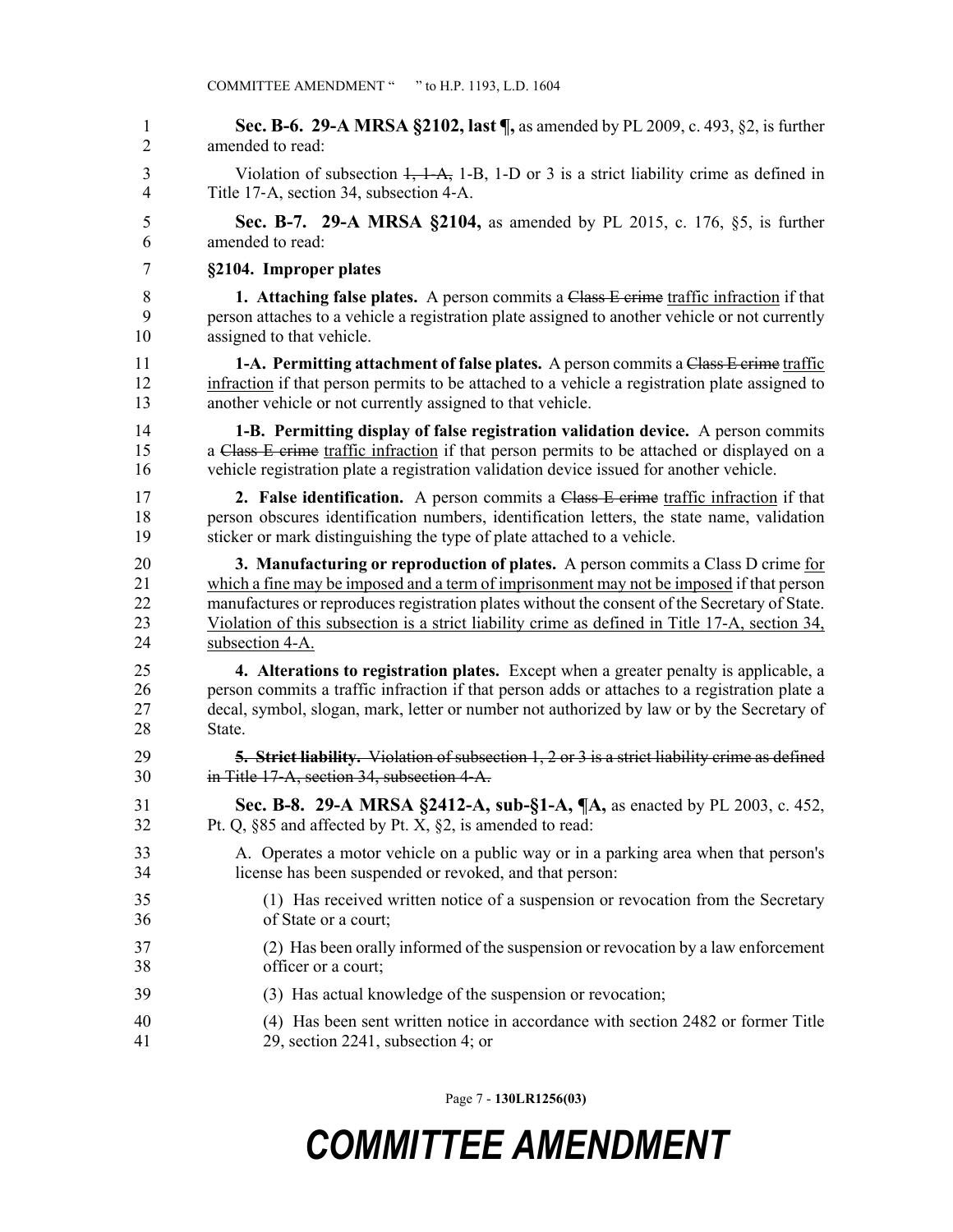**Sec. B-6. 29-A MRSA §2102, last ¶,** as amended by PL 2009, c. 493, §2, is further amended to read:

Violation of subsection ~~1, 1-A,~~ 1-B, 1-D or 3 is a strict liability crime as defined in Title 17-A, section 34, subsection 4-A.

**Sec. B-7. 29-A MRSA §2104,** as amended by PL 2015, c. 176, §5, is further amended to read:

**§2104. Improper plates**

**1. Attaching false plates.** A person commits a ~~Class E crime~~ <u>traffic infraction</u> if that person attaches to a vehicle a registration plate assigned to another vehicle or not currently assigned to that vehicle.

**1-A. Permitting attachment of false plates.** A person commits a ~~Class E crime~~ <u>traffic infraction</u> if that person permits to be attached to a vehicle a registration plate assigned to another vehicle or not currently assigned to that vehicle.

**1-B. Permitting display of false registration validation device.** A person commits a ~~Class E crime~~ <u>traffic infraction</u> if that person permits to be attached or displayed on a vehicle registration plate a registration validation device issued for another vehicle.

**2. False identification.** A person commits a ~~Class E crime~~ <u>traffic infraction</u> if that person obscures identification numbers, identification letters, the state name, validation sticker or mark distinguishing the type of plate attached to a vehicle.

**3. Manufacturing or reproduction of plates.** A person commits a Class D crime <u>for which a fine may be imposed and a term of imprisonment may not be imposed</u> if that person manufactures or reproduces registration plates without the consent of the Secretary of State. <u>Violation of this subsection is a strict liability crime as defined in Title 17-A, section 34, subsection 4-A.</u>

**4. Alterations to registration plates.** Except when a greater penalty is applicable, a person commits a traffic infraction if that person adds or attaches to a registration plate a decal, symbol, slogan, mark, letter or number not authorized by law or by the Secretary of State.

~~**5. Strict liability.** Violation of subsection 1, 2 or 3 is a strict liability crime as defined in Title 17-A, section 34, subsection 4-A.~~

**Sec. B-8. 29-A MRSA §2412-A, sub-§1-A, ¶A,** as enacted by PL 2003, c. 452, Pt. Q, §85 and affected by Pt. X, §2, is amended to read:

A. Operates a motor vehicle on a public way or in a parking area when that person's license has been suspended or revoked, and that person:

(1) Has received written notice of a suspension or revocation from the Secretary of State or a court;

(2) Has been orally informed of the suspension or revocation by a law enforcement officer or a court;

(3) Has actual knowledge of the suspension or revocation;

(4) Has been sent written notice in accordance with section 2482 or former Title 29, section 2241, subsection 4; or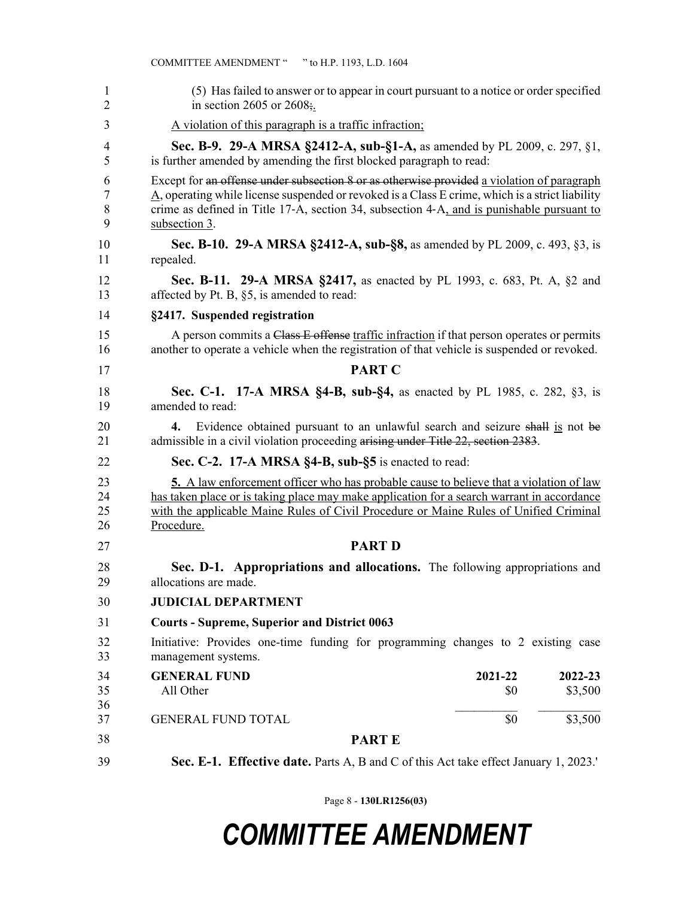(5) Has failed to answer or to appear in court pursuant to a notice or order specified in section 2605 or 2608~~;~~.

A violation of this paragraph is a traffic infraction;

**Sec. B-9. 29-A MRSA §2412-A, sub-§1-A,** as amended by PL 2009, c. 297, §1, is further amended by amending the first blocked paragraph to read:

Except for ~~an offense under subsection 8 or as otherwise provided~~ a violation of paragraph A, operating while license suspended or revoked is a Class E crime, which is a strict liability crime as defined in Title 17-A, section 34, subsection 4-A, and is punishable pursuant to subsection 3.

**Sec. B-10. 29-A MRSA §2412-A, sub-§8,** as amended by PL 2009, c. 493, §3, is repealed.

**Sec. B-11. 29-A MRSA §2417,** as enacted by PL 1993, c. 683, Pt. A, §2 and affected by Pt. B, §5, is amended to read:

**§2417. Suspended registration**

A person commits a ~~Class E offense~~ traffic infraction if that person operates or permits another to operate a vehicle when the registration of that vehicle is suspended or revoked.

## PART C

**Sec. C-1. 17-A MRSA §4-B, sub-§4,** as enacted by PL 1985, c. 282, §3, is amended to read:

**4.** Evidence obtained pursuant to an unlawful search and seizure ~~shall~~ is not ~~be~~ admissible in a civil violation proceeding ~~arising under Title 22, section 2383~~.

**Sec. C-2. 17-A MRSA §4-B, sub-§5** is enacted to read:

**5.** A law enforcement officer who has probable cause to believe that a violation of law has taken place or is taking place may make application for a search warrant in accordance with the applicable Maine Rules of Civil Procedure or Maine Rules of Unified Criminal Procedure.

## PART D

**Sec. D-1. Appropriations and allocations.** The following appropriations and allocations are made.

**JUDICIAL DEPARTMENT**

**Courts - Supreme, Superior and District 0063**

Initiative: Provides one-time funding for programming changes to 2 existing case management systems.

| **GENERAL FUND** | **2021-22** | **2022-23** |
|---|---|---|
| All Other | $0 | $3,500 |
| GENERAL FUND TOTAL | $0 | $3,500 |

## PART E

**Sec. E-1. Effective date.** Parts A, B and C of this Act take effect January 1, 2023.'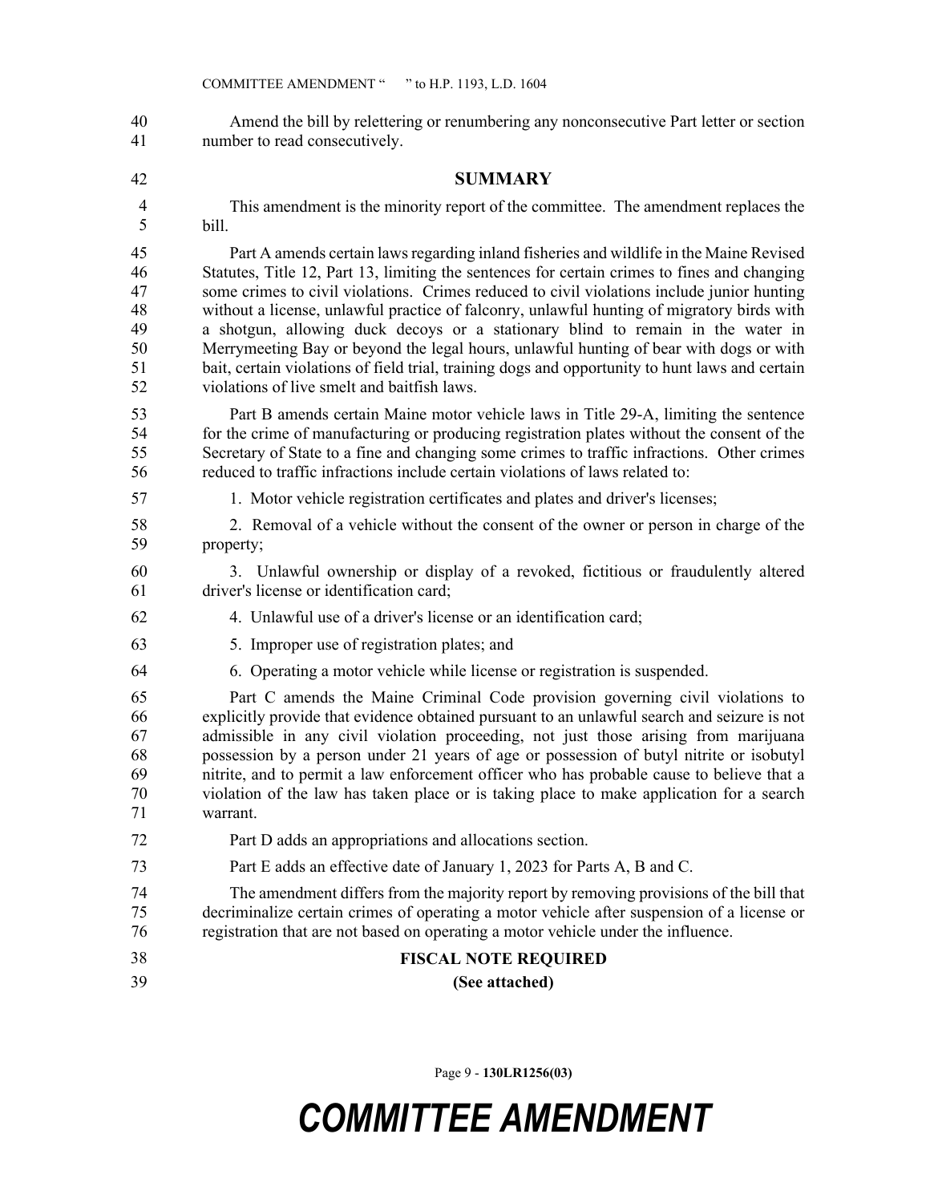Amend the bill by relettering or renumbering any nonconsecutive Part letter or section number to read consecutively.

## SUMMARY

This amendment is the minority report of the committee. The amendment replaces the bill.

Part A amends certain laws regarding inland fisheries and wildlife in the Maine Revised Statutes, Title 12, Part 13, limiting the sentences for certain crimes to fines and changing some crimes to civil violations. Crimes reduced to civil violations include junior hunting without a license, unlawful practice of falconry, unlawful hunting of migratory birds with a shotgun, allowing duck decoys or a stationary blind to remain in the water in Merrymeeting Bay or beyond the legal hours, unlawful hunting of bear with dogs or with bait, certain violations of field trial, training dogs and opportunity to hunt laws and certain violations of live smelt and baitfish laws.

Part B amends certain Maine motor vehicle laws in Title 29-A, limiting the sentence for the crime of manufacturing or producing registration plates without the consent of the Secretary of State to a fine and changing some crimes to traffic infractions. Other crimes reduced to traffic infractions include certain violations of laws related to:

1. Motor vehicle registration certificates and plates and driver's licenses;

2. Removal of a vehicle without the consent of the owner or person in charge of the property;

3. Unlawful ownership or display of a revoked, fictitious or fraudulently altered driver's license or identification card;

4. Unlawful use of a driver's license or an identification card;

5. Improper use of registration plates; and

6. Operating a motor vehicle while license or registration is suspended.

Part C amends the Maine Criminal Code provision governing civil violations to explicitly provide that evidence obtained pursuant to an unlawful search and seizure is not admissible in any civil violation proceeding, not just those arising from marijuana possession by a person under 21 years of age or possession of butyl nitrite or isobutyl nitrite, and to permit a law enforcement officer who has probable cause to believe that a violation of the law has taken place or is taking place to make application for a search warrant.

Part D adds an appropriations and allocations section.

Part E adds an effective date of January 1, 2023 for Parts A, B and C.

The amendment differs from the majority report by removing provisions of the bill that decriminalize certain crimes of operating a motor vehicle after suspension of a license or registration that are not based on operating a motor vehicle under the influence.

**FISCAL NOTE REQUIRED**

**(See attached)**